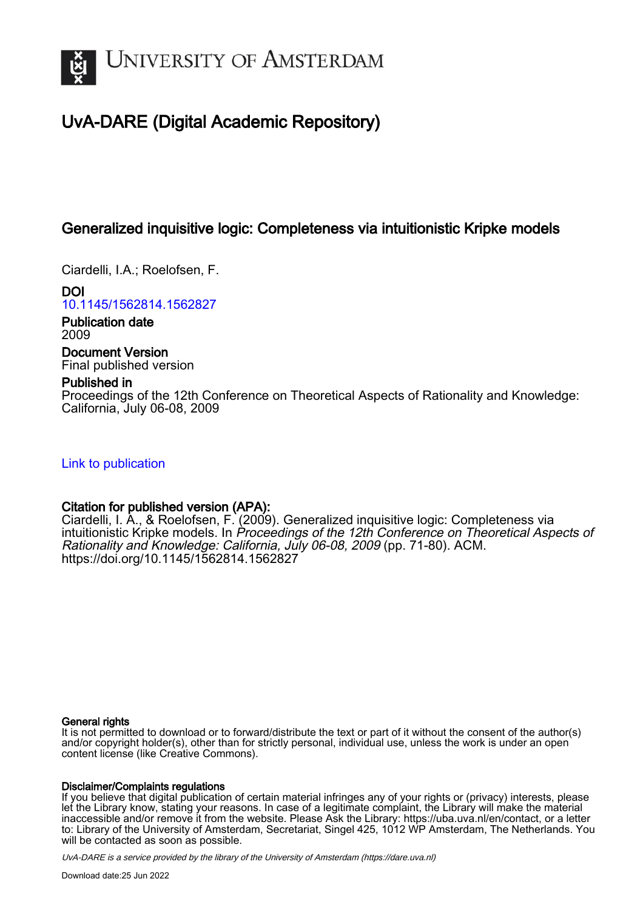# UvA-DARE (Digital Academic Repository)

## Generalized inquisitive logic: Completeness via intuitionistic Kripke models

Ciardelli, I.A.; Roelofsen, F.

**DOI**
10.1145/1562814.1562827

**Publication date**
2009

**Document Version**
Final published version

**Published in**
Proceedings of the 12th Conference on Theoretical Aspects of Rationality and Knowledge: California, July 06-08, 2009

Link to publication

**Citation for published version (APA):**
Ciardelli, I. A., & Roelofsen, F. (2009). Generalized inquisitive logic: Completeness via intuitionistic Kripke models. In *Proceedings of the 12th Conference on Theoretical Aspects of Rationality and Knowledge: California, July 06-08, 2009* (pp. 71-80). ACM. https://doi.org/10.1145/1562814.1562827

**General rights**
It is not permitted to download or to forward/distribute the text or part of it without the consent of the author(s) and/or copyright holder(s), other than for strictly personal, individual use, unless the work is under an open content license (like Creative Commons).

**Disclaimer/Complaints regulations**
If you believe that digital publication of certain material infringes any of your rights or (privacy) interests, please let the Library know, stating your reasons. In case of a legitimate complaint, the Library will make the material inaccessible and/or remove it from the website. Please Ask the Library: https://uba.uva.nl/en/contact, or a letter to: Library of the University of Amsterdam, Secretariat, Singel 425, 1012 WP Amsterdam, The Netherlands. You will be contacted as soon as possible.

*UvA-DARE is a service provided by the library of the University of Amsterdam (https://dare.uva.nl)*

Download date:25 Jun 2022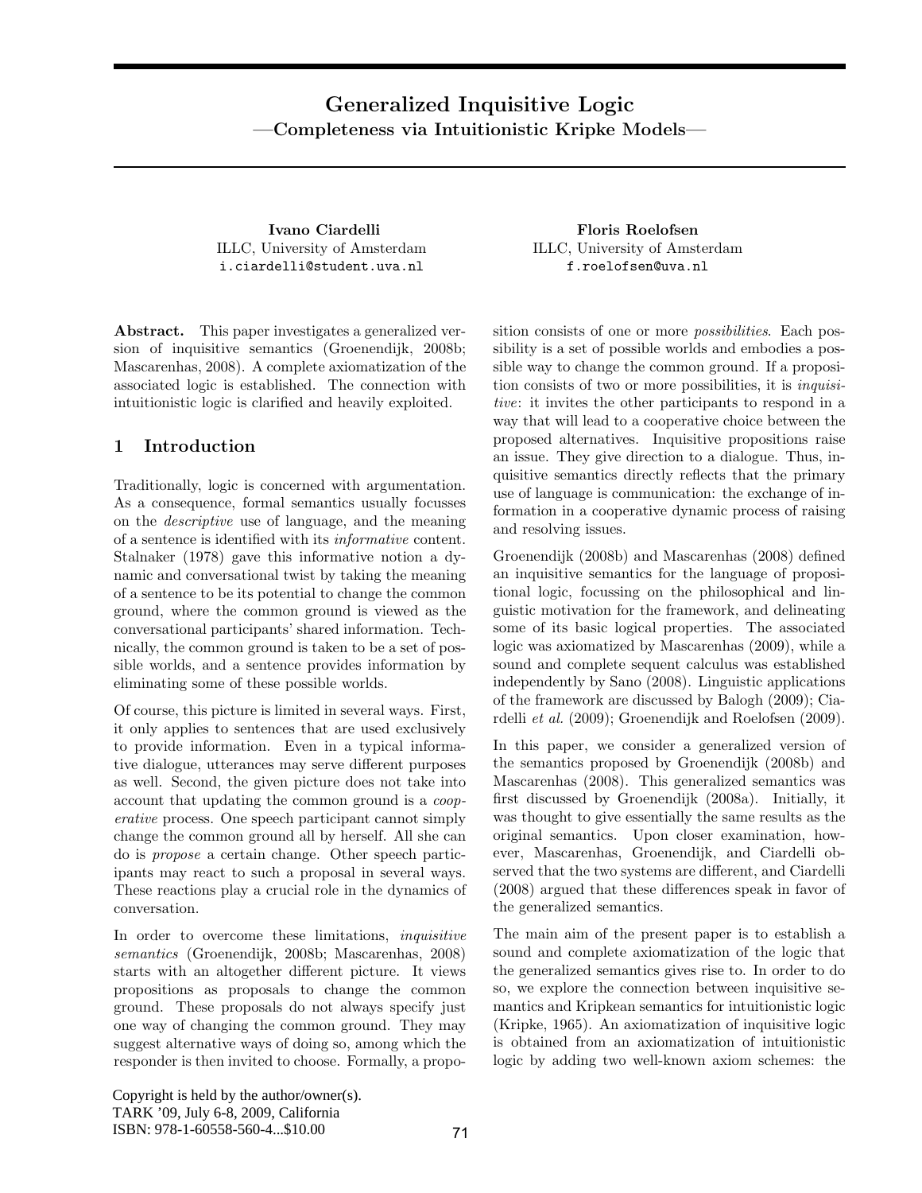# Generalized Inquisitive Logic

## —Completeness via Intuitionistic Kripke Models—

**Ivano Ciardelli**
ILLC, University of Amsterdam
i.ciardelli@student.uva.nl

**Floris Roelofsen**
ILLC, University of Amsterdam
f.roelofsen@uva.nl

**Abstract.** This paper investigates a generalized version of inquisitive semantics (Groenendijk, 2008b; Mascarenhas, 2008). A complete axiomatization of the associated logic is established. The connection with intuitionistic logic is clarified and heavily exploited.

## 1 Introduction

Traditionally, logic is concerned with argumentation. As a consequence, formal semantics usually focusses on the *descriptive* use of language, and the meaning of a sentence is identified with its *informative* content. Stalnaker (1978) gave this informative notion a dynamic and conversational twist by taking the meaning of a sentence to be its potential to change the common ground, where the common ground is viewed as the conversational participants' shared information. Technically, the common ground is taken to be a set of possible worlds, and a sentence provides information by eliminating some of these possible worlds.

Of course, this picture is limited in several ways. First, it only applies to sentences that are used exclusively to provide information. Even in a typical informative dialogue, utterances may serve different purposes as well. Second, the given picture does not take into account that updating the common ground is a *cooperative* process. One speech participant cannot simply change the common ground all by herself. All she can do is *propose* a certain change. Other speech participants may react to such a proposal in several ways. These reactions play a crucial role in the dynamics of conversation.

In order to overcome these limitations, *inquisitive semantics* (Groenendijk, 2008b; Mascarenhas, 2008) starts with an altogether different picture. It views propositions as proposals to change the common ground. These proposals do not always specify just one way of changing the common ground. They may suggest alternative ways of doing so, among which the responder is then invited to choose. Formally, a proposition consists of one or more *possibilities*. Each possibility is a set of possible worlds and embodies a possible way to change the common ground. If a proposition consists of two or more possibilities, it is *inquisitive*: it invites the other participants to respond in a way that will lead to a cooperative choice between the proposed alternatives. Inquisitive propositions raise an issue. They give direction to a dialogue. Thus, inquisitive semantics directly reflects that the primary use of language is communication: the exchange of information in a cooperative dynamic process of raising and resolving issues.

Groenendijk (2008b) and Mascarenhas (2008) defined an inquisitive semantics for the language of propositional logic, focussing on the philosophical and linguistic motivation for the framework, and delineating some of its basic logical properties. The associated logic was axiomatized by Mascarenhas (2009), while a sound and complete sequent calculus was established independently by Sano (2008). Linguistic applications of the framework are discussed by Balogh (2009); Ciardelli *et al.* (2009); Groenendijk and Roelofsen (2009).

In this paper, we consider a generalized version of the semantics proposed by Groenendijk (2008b) and Mascarenhas (2008). This generalized semantics was first discussed by Groenendijk (2008a). Initially, it was thought to give essentially the same results as the original semantics. Upon closer examination, however, Mascarenhas, Groenendijk, and Ciardelli observed that the two systems are different, and Ciardelli (2008) argued that these differences speak in favor of the generalized semantics.

The main aim of the present paper is to establish a sound and complete axiomatization of the logic that the generalized semantics gives rise to. In order to do so, we explore the connection between inquisitive semantics and Kripkean semantics for intuitionistic logic (Kripke, 1965). An axiomatization of inquisitive logic is obtained from an axiomatization of intuitionistic logic by adding two well-known axiom schemes: the

Copyright is held by the author/owner(s).
TARK '09, July 6-8, 2009, California
ISBN: 978-1-60558-560-4...$10.00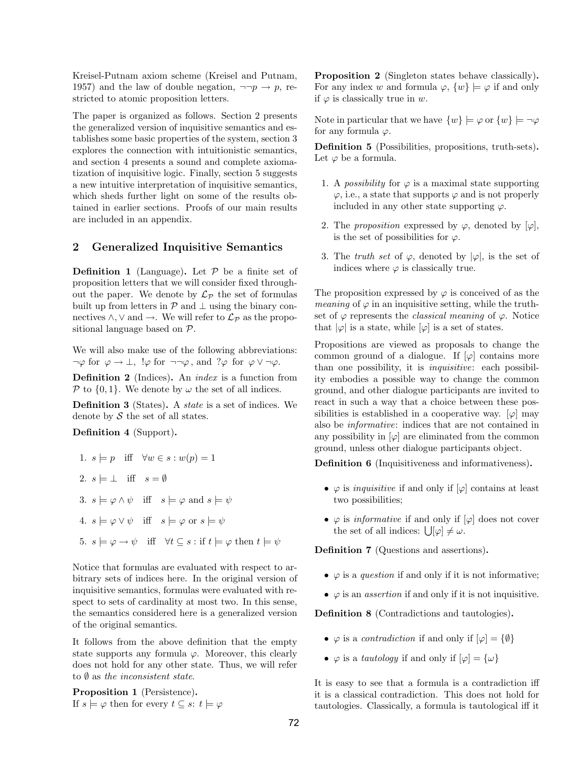Kreisel-Putnam axiom scheme (Kreisel and Putnam, 1957) and the law of double negation, $\neg\neg p \to p$, restricted to atomic proposition letters.

The paper is organized as follows. Section 2 presents the generalized version of inquisitive semantics and establishes some basic properties of the system, section 3 explores the connection with intuitionistic semantics, and section 4 presents a sound and complete axiomatization of inquisitive logic. Finally, section 5 suggests a new intuitive interpretation of inquisitive semantics, which sheds further light on some of the results obtained in earlier sections. Proofs of our main results are included in an appendix.

## 2 Generalized Inquisitive Semantics

**Definition 1** (Language)**.** Let $\mathcal{P}$ be a finite set of proposition letters that we will consider fixed throughout the paper. We denote by $\mathcal{L}_\mathcal{P}$ the set of formulas built up from letters in $\mathcal{P}$ and $\bot$ using the binary connectives $\wedge, \vee$ and $\to$. We will refer to $\mathcal{L}_\mathcal{P}$ as the propositional language based on $\mathcal{P}$.

We will also make use of the following abbreviations: $\neg\varphi$ for $\varphi \to \bot$, $!\varphi$ for $\neg\neg\varphi$, and $?\varphi$ for $\varphi \vee \neg\varphi$.

**Definition 2** (Indices)**.** An *index* is a function from $\mathcal{P}$ to $\{0, 1\}$. We denote by $\omega$ the set of all indices.

**Definition 3** (States)**.** A *state* is a set of indices. We denote by $\mathcal{S}$ the set of all states.

**Definition 4** (Support)**.**

1. $s \models p$ iff $\forall w \in s : w(p) = 1$
2. $s \models \bot$ iff $s = \emptyset$
3. $s \models \varphi \wedge \psi$ iff $s \models \varphi$ and $s \models \psi$
4. $s \models \varphi \vee \psi$ iff $s \models \varphi$ or $s \models \psi$
5. $s \models \varphi \to \psi$ iff $\forall t \subseteq s$ : if $t \models \varphi$ then $t \models \psi$

Notice that formulas are evaluated with respect to arbitrary sets of indices here. In the original version of inquisitive semantics, formulas were evaluated with respect to sets of cardinality at most two. In this sense, the semantics considered here is a generalized version of the original semantics.

It follows from the above definition that the empty state supports any formula $\varphi$. Moreover, this clearly does not hold for any other state. Thus, we will refer to $\emptyset$ as *the inconsistent state*.

**Proposition 1** (Persistence)**.**
If $s \models \varphi$ then for every $t \subseteq s$: $t \models \varphi$

**Proposition 2** (Singleton states behave classically)**.** For any index $w$ and formula $\varphi$, $\{w\} \models \varphi$ if and only if $\varphi$ is classically true in $w$.

Note in particular that we have $\{w\} \models \varphi$ or $\{w\} \models \neg\varphi$ for any formula $\varphi$.

**Definition 5** (Possibilities, propositions, truth-sets)**.** Let $\varphi$ be a formula.

1. A *possibility* for $\varphi$ is a maximal state supporting $\varphi$, i.e., a state that supports $\varphi$ and is not properly included in any other state supporting $\varphi$.
2. The *proposition* expressed by $\varphi$, denoted by $[\varphi]$, is the set of possibilities for $\varphi$.
3. The *truth set* of $\varphi$, denoted by $|\varphi|$, is the set of indices where $\varphi$ is classically true.

The proposition expressed by $\varphi$ is conceived of as the *meaning* of $\varphi$ in an inquisitive setting, while the truth-set of $\varphi$ represents the *classical meaning* of $\varphi$. Notice that $|\varphi|$ is a state, while $[\varphi]$ is a set of states.

Propositions are viewed as proposals to change the common ground of a dialogue. If $[\varphi]$ contains more than one possibility, it is *inquisitive*: each possibility embodies a possible way to change the common ground, and other dialogue participants are invited to react in such a way that a choice between these possibilities is established in a cooperative way. $[\varphi]$ may also be *informative*: indices that are not contained in any possibility in $[\varphi]$ are eliminated from the common ground, unless other dialogue participants object.

**Definition 6** (Inquisitiveness and informativeness)**.**

- $\varphi$ is *inquisitive* if and only if $[\varphi]$ contains at least two possibilities;
- $\varphi$ is *informative* if and only if $[\varphi]$ does not cover the set of all indices: $\bigcup[\varphi] \neq \omega$.

**Definition 7** (Questions and assertions)**.**

- $\varphi$ is a *question* if and only if it is not informative;
- $\varphi$ is an *assertion* if and only if it is not inquisitive.

**Definition 8** (Contradictions and tautologies)**.**

- $\varphi$ is a *contradiction* if and only if $[\varphi] = \{\emptyset\}$
- $\varphi$ is a *tautology* if and only if $[\varphi] = \{\omega\}$

It is easy to see that a formula is a contradiction iff it is a classical contradiction. This does not hold for tautologies. Classically, a formula is tautological iff it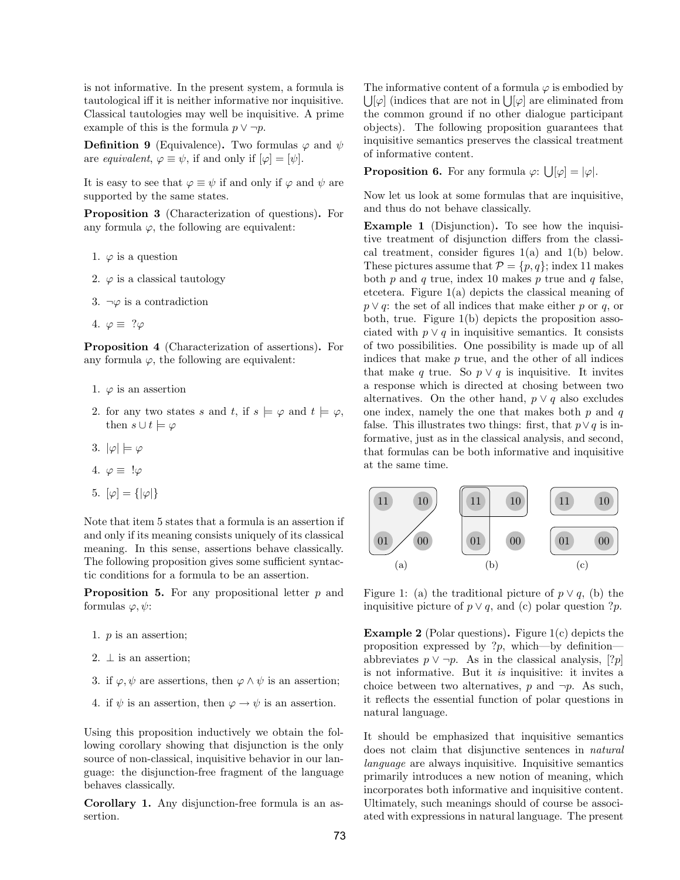is not informative. In the present system, a formula is tautological iff it is neither informative nor inquisitive. Classical tautologies may well be inquisitive. A prime example of this is the formula $p \vee \neg p$.

**Definition 9** (Equivalence)**.** Two formulas $\varphi$ and $\psi$ are *equivalent*, $\varphi \equiv \psi$, if and only if $[\varphi] = [\psi]$.

It is easy to see that $\varphi \equiv \psi$ if and only if $\varphi$ and $\psi$ are supported by the same states.

**Proposition 3** (Characterization of questions)**.** For any formula $\varphi$, the following are equivalent:

1. $\varphi$ is a question
2. $\varphi$ is a classical tautology
3. $\neg\varphi$ is a contradiction
4. $\varphi \equiv\ ?\varphi$

**Proposition 4** (Characterization of assertions)**.** For any formula $\varphi$, the following are equivalent:

1. $\varphi$ is an assertion
2. for any two states $s$ and $t$, if $s \models \varphi$ and $t \models \varphi$, then $s \cup t \models \varphi$
3. $|\varphi| \models \varphi$
4. $\varphi \equiv\ !\varphi$
5. $[\varphi] = \{|\varphi|\}$

Note that item 5 states that a formula is an assertion if and only if its meaning consists uniquely of its classical meaning. In this sense, assertions behave classically. The following proposition gives some sufficient syntactic conditions for a formula to be an assertion.

**Proposition 5.** For any propositional letter $p$ and formulas $\varphi, \psi$:

1. $p$ is an assertion;
2. $\bot$ is an assertion;
3. if $\varphi, \psi$ are assertions, then $\varphi \wedge \psi$ is an assertion;
4. if $\psi$ is an assertion, then $\varphi \to \psi$ is an assertion.

Using this proposition inductively we obtain the following corollary showing that disjunction is the only source of non-classical, inquisitive behavior in our language: the disjunction-free fragment of the language behaves classically.

**Corollary 1.** Any disjunction-free formula is an assertion.

The informative content of a formula $\varphi$ is embodied by $\bigcup[\varphi]$ (indices that are not in $\bigcup[\varphi]$ are eliminated from the common ground if no other dialogue participant objects). The following proposition guarantees that inquisitive semantics preserves the classical treatment of informative content.

**Proposition 6.** For any formula $\varphi$: $\bigcup[\varphi] = |\varphi|$.

Now let us look at some formulas that are inquisitive, and thus do not behave classically.

**Example 1** (Disjunction)**.** To see how the inquisitive treatment of disjunction differs from the classical treatment, consider figures 1(a) and 1(b) below. These pictures assume that $\mathcal{P} = \{p, q\}$; index 11 makes both $p$ and $q$ true, index 10 makes $p$ true and $q$ false, etcetera. Figure 1(a) depicts the classical meaning of $p \vee q$: the set of all indices that make either $p$ or $q$, or both, true. Figure 1(b) depicts the proposition associated with $p \vee q$ in inquisitive semantics. It consists of two possibilities. One possibility is made up of all indices that make $p$ true, and the other of all indices that make $q$ true. So $p \vee q$ is inquisitive. It invites a response which is directed at chosing between two alternatives. On the other hand, $p \vee q$ also excludes one index, namely the one that makes both $p$ and $q$ false. This illustrates two things: first, that $p \vee q$ is informative, just as in the classical analysis, and second, that formulas can be both informative and inquisitive at the same time.

Figure 1: (a) the traditional picture of $p \vee q$, (b) the inquisitive picture of $p \vee q$, and (c) polar question $?p$.

**Example 2** (Polar questions)**.** Figure 1(c) depicts the proposition expressed by $?p$, which—by definition—abbreviates $p \vee \neg p$. As in the classical analysis, $[?p]$ is not informative. But it *is* inquisitive: it invites a choice between two alternatives, $p$ and $\neg p$. As such, it reflects the essential function of polar questions in natural language.

It should be emphasized that inquisitive semantics does not claim that disjunctive sentences in *natural language* are always inquisitive. Inquisitive semantics primarily introduces a new notion of meaning, which incorporates both informative and inquisitive content. Ultimately, such meanings should of course be associated with expressions in natural language. The present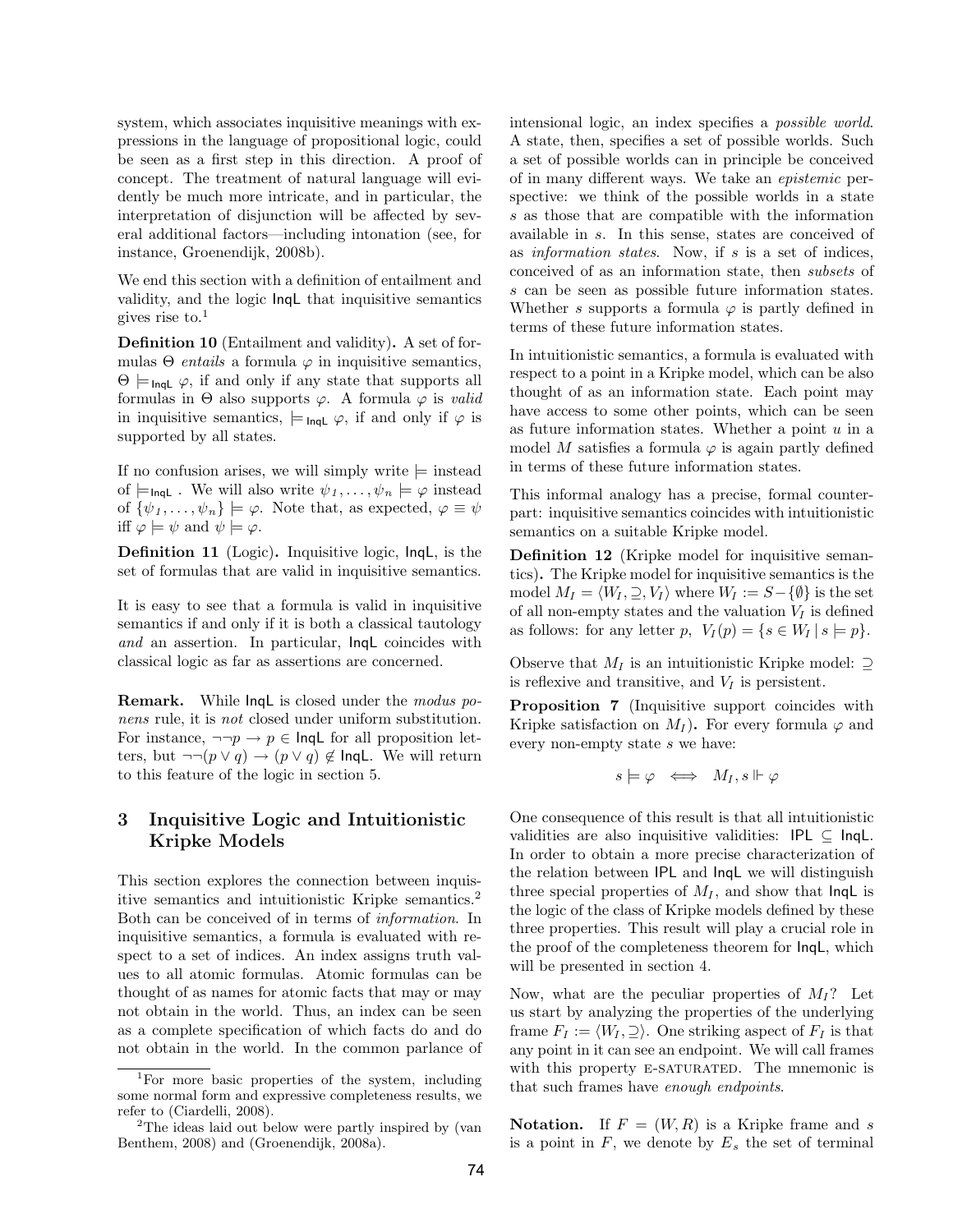system, which associates inquisitive meanings with expressions in the language of propositional logic, could be seen as a first step in this direction. A proof of concept. The treatment of natural language will evidently be much more intricate, and in particular, the interpretation of disjunction will be affected by several additional factors—including intonation (see, for instance, Groenendijk, 2008b).

We end this section with a definition of entailment and validity, and the logic InqL that inquisitive semantics gives rise to.[1]

**Definition 10** (Entailment and validity)**.** A set of formulas $\Theta$ *entails* a formula $\varphi$ in inquisitive semantics, $\Theta \models_{\mathsf{InqL}} \varphi$, if and only if any state that supports all formulas in $\Theta$ also supports $\varphi$. A formula $\varphi$ is *valid* in inquisitive semantics, $\models_{\mathsf{InqL}} \varphi$, if and only if $\varphi$ is supported by all states.

If no confusion arises, we will simply write $\models$ instead of $\models_{\mathsf{InqL}}$. We will also write $\psi_1, \ldots, \psi_n \models \varphi$ instead of $\{\psi_1, \ldots, \psi_n\} \models \varphi$. Note that, as expected, $\varphi \equiv \psi$ iff $\varphi \models \psi$ and $\psi \models \varphi$.

**Definition 11** (Logic)**.** Inquisitive logic, InqL, is the set of formulas that are valid in inquisitive semantics.

It is easy to see that a formula is valid in inquisitive semantics if and only if it is both a classical tautology *and* an assertion. In particular, InqL coincides with classical logic as far as assertions are concerned.

**Remark.** While InqL is closed under the *modus ponens* rule, it is *not* closed under uniform substitution. For instance, $\neg\neg p \rightarrow p \in \mathsf{InqL}$ for all proposition letters, but $\neg\neg(p \vee q) \rightarrow (p \vee q) \notin \mathsf{InqL}$. We will return to this feature of the logic in section 5.

## 3 Inquisitive Logic and Intuitionistic Kripke Models

This section explores the connection between inquisitive semantics and intuitionistic Kripke semantics.[2] Both can be conceived of in terms of *information*. In inquisitive semantics, a formula is evaluated with respect to a set of indices. An index assigns truth values to all atomic formulas. Atomic formulas can be thought of as names for atomic facts that may or may not obtain in the world. Thus, an index can be seen as a complete specification of which facts do and do not obtain in the world. In the common parlance of intensional logic, an index specifies a *possible world*. A state, then, specifies a set of possible worlds. Such a set of possible worlds can in principle be conceived of in many different ways. We take an *epistemic* perspective: we think of the possible worlds in a state $s$ as those that are compatible with the information available in $s$. In this sense, states are conceived of as *information states*. Now, if $s$ is a set of indices, conceived of as an information state, then *subsets* of $s$ can be seen as possible future information states. Whether $s$ supports a formula $\varphi$ is partly defined in terms of these future information states.

In intuitionistic semantics, a formula is evaluated with respect to a point in a Kripke model, which can be also thought of as an information state. Each point may have access to some other points, which can be seen as future information states. Whether a point $u$ in a model $M$ satisfies a formula $\varphi$ is again partly defined in terms of these future information states.

This informal analogy has a precise, formal counterpart: inquisitive semantics coincides with intuitionistic semantics on a suitable Kripke model.

**Definition 12** (Kripke model for inquisitive semantics)**.** The Kripke model for inquisitive semantics is the model $M_I = \langle W_I, \supseteq, V_I \rangle$ where $W_I := S - \{\emptyset\}$ is the set of all non-empty states and the valuation $V_I$ is defined as follows: for any letter $p$, $V_I(p) = \{s \in W_I \mid s \models p\}$.

Observe that $M_I$ is an intuitionistic Kripke model: $\supseteq$ is reflexive and transitive, and $V_I$ is persistent.

**Proposition 7** (Inquisitive support coincides with Kripke satisfaction on $M_I$)**.** For every formula $\varphi$ and every non-empty state $s$ we have:

$$s \models \varphi \iff M_I, s \Vdash \varphi$$

One consequence of this result is that all intuitionistic validities are also inquisitive validities: $\mathsf{IPL} \subseteq \mathsf{InqL}$. In order to obtain a more precise characterization of the relation between IPL and InqL we will distinguish three special properties of $M_I$, and show that InqL is the logic of the class of Kripke models defined by these three properties. This result will play a crucial role in the proof of the completeness theorem for InqL, which will be presented in section 4.

Now, what are the peculiar properties of $M_I$? Let us start by analyzing the properties of the underlying frame $F_I := \langle W_I, \supseteq \rangle$. One striking aspect of $F_I$ is that any point in it can see an endpoint. We will call frames with this property E-SATURATED. The mnemonic is that such frames have *enough endpoints*.

**Notation.** If $F = (W, R)$ is a Kripke frame and $s$ is a point in $F$, we denote by $E_s$ the set of terminal

[1] For more basic properties of the system, including some normal form and expressive completeness results, we refer to (Ciardelli, 2008).

[2] The ideas laid out below were partly inspired by (van Benthem, 2008) and (Groenendijk, 2008a).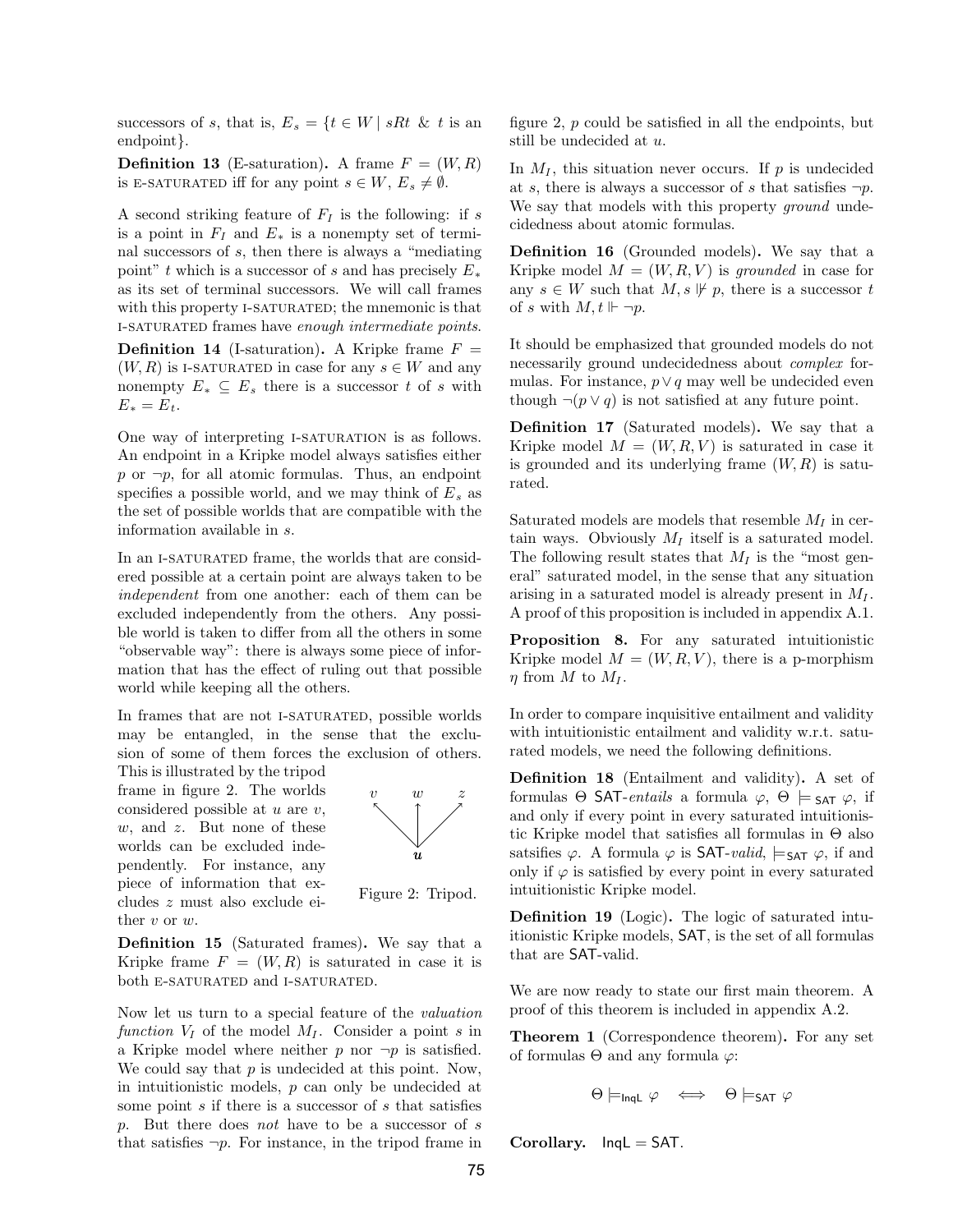successors of $s$, that is, $E_s = \{t \in W \mid sRt \ \& \ t \text{ is an endpoint}\}$.

**Definition 13** (E-saturation)**.** A frame $F = (W, R)$ is E-SATURATED iff for any point $s \in W$, $E_s \neq \emptyset$.

A second striking feature of $F_I$ is the following: if $s$ is a point in $F_I$ and $E_*$ is a nonempty set of terminal successors of $s$, then there is always a "mediating point" $t$ which is a successor of $s$ and has precisely $E_*$ as its set of terminal successors. We will call frames with this property I-SATURATED; the mnemonic is that I-SATURATED frames have *enough intermediate points.*

**Definition 14** (I-saturation)**.** A Kripke frame $F = (W, R)$ is I-SATURATED in case for any $s \in W$ and any nonempty $E_* \subseteq E_s$ there is a successor $t$ of $s$ with $E_* = E_t$.

One way of interpreting I-SATURATION is as follows. An endpoint in a Kripke model always satisfies either $p$ or $\neg p$, for all atomic formulas. Thus, an endpoint specifies a possible world, and we may think of $E_s$ as the set of possible worlds that are compatible with the information available in $s$.

In an I-SATURATED frame, the worlds that are considered possible at a certain point are always taken to be *independent* from one another: each of them can be excluded independently from the others. Any possible world is taken to differ from all the others in some "observable way": there is always some piece of information that has the effect of ruling out that possible world while keeping all the others.

In frames that are not I-SATURATED, possible worlds may be entangled, in the sense that the exclusion of some of them forces the exclusion of others. This is illustrated by the tripod frame in figure 2. The worlds considered possible at $u$ are $v$, $w$, and $z$. But none of these worlds can be excluded independently. For instance, any piece of information that excludes $z$ must also exclude either $v$ or $w$.

Figure 2: Tripod.

**Definition 15** (Saturated frames)**.** We say that a Kripke frame $F = (W, R)$ is saturated in case it is both E-SATURATED and I-SATURATED.

Now let us turn to a special feature of the *valuation function* $V_I$ of the model $M_I$. Consider a point $s$ in a Kripke model where neither $p$ nor $\neg p$ is satisfied. We could say that $p$ is undecided at this point. Now, in intuitionistic models, $p$ can only be undecided at some point $s$ if there is a successor of $s$ that satisfies $p$. But there does *not* have to be a successor of $s$ that satisfies $\neg p$. For instance, in the tripod frame in figure 2, $p$ could be satisfied in all the endpoints, but still be undecided at $u$.

In $M_I$, this situation never occurs. If $p$ is undecided at $s$, there is always a successor of $s$ that satisfies $\neg p$. We say that models with this property *ground* undecidedness about atomic formulas.

**Definition 16** (Grounded models)**.** We say that a Kripke model $M = (W, R, V)$ is *grounded* in case for any $s \in W$ such that $M, s \nVdash p$, there is a successor $t$ of $s$ with $M, t \Vdash \neg p$.

It should be emphasized that grounded models do not necessarily ground undecidedness about *complex* formulas. For instance, $p \vee q$ may well be undecided even though $\neg(p \vee q)$ is not satisfied at any future point.

**Definition 17** (Saturated models)**.** We say that a Kripke model $M = (W, R, V)$ is saturated in case it is grounded and its underlying frame $(W, R)$ is saturated.

Saturated models are models that resemble $M_I$ in certain ways. Obviously $M_I$ itself is a saturated model. The following result states that $M_I$ is the "most general" saturated model, in the sense that any situation arising in a saturated model is already present in $M_I$. A proof of this proposition is included in appendix A.1.

**Proposition 8.** For any saturated intuitionistic Kripke model $M = (W, R, V)$, there is a p-morphism $\eta$ from $M$ to $M_I$.

In order to compare inquisitive entailment and validity with intuitionistic entailment and validity w.r.t. saturated models, we need the following definitions.

**Definition 18** (Entailment and validity)**.** A set of formulas $\Theta$ SAT-*entails* a formula $\varphi$, $\Theta \models_{\mathsf{SAT}} \varphi$, if and only if every point in every saturated intuitionistic Kripke model that satisfies all formulas in $\Theta$ also satsifies $\varphi$. A formula $\varphi$ is SAT-*valid*, $\models_{\mathsf{SAT}} \varphi$, if and only if $\varphi$ is satisfied by every point in every saturated intuitionistic Kripke model.

**Definition 19** (Logic)**.** The logic of saturated intuitionistic Kripke models, SAT, is the set of all formulas that are SAT-valid.

We are now ready to state our first main theorem. A proof of this theorem is included in appendix A.2.

**Theorem 1** (Correspondence theorem)**.** For any set of formulas $\Theta$ and any formula $\varphi$:

$$\Theta \models_{\mathsf{InqL}} \varphi \quad \Longleftrightarrow \quad \Theta \models_{\mathsf{SAT}} \varphi$$

**Corollary.** $\mathsf{InqL} = \mathsf{SAT}$.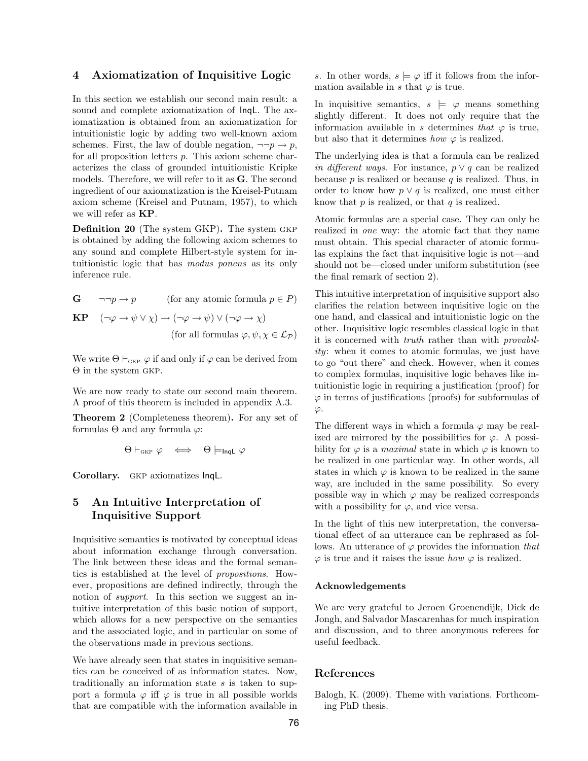## 4 Axiomatization of Inquisitive Logic

In this section we establish our second main result: a sound and complete axiomatization of InqL. The axiomatization is obtained from an axiomatization for intuitionistic logic by adding two well-known axiom schemes. First, the law of double negation, $\neg\neg p \to p$, for all proposition letters $p$. This axiom scheme characterizes the class of grounded intuitionistic Kripke models. Therefore, we will refer to it as **G**. The second ingredient of our axiomatization is the Kreisel-Putnam axiom scheme (Kreisel and Putnam, 1957), to which we will refer as **KP**.

**Definition 20** (The system GKP)**.** The system GKP is obtained by adding the following axiom schemes to any sound and complete Hilbert-style system for intuitionistic logic that has *modus ponens* as its only inference rule.

**G** $\quad \neg\neg p \to p \qquad$ (for any atomic formula $p \in P$)

**KP** $\quad (\neg\varphi \to \psi \vee \chi) \to (\neg\varphi \to \psi) \vee (\neg\varphi \to \chi)$

(for all formulas $\varphi, \psi, \chi \in \mathcal{L}_{\mathcal{P}}$)

We write $\Theta \vdash_{\text{GKP}} \varphi$ if and only if $\varphi$ can be derived from $\Theta$ in the system GKP.

We are now ready to state our second main theorem. A proof of this theorem is included in appendix A.3.

**Theorem 2** (Completeness theorem)**.** For any set of formulas $\Theta$ and any formula $\varphi$:

$$\Theta \vdash_{\text{GKP}} \varphi \quad \Longleftrightarrow \quad \Theta \models_{\mathsf{InqL}} \varphi$$

**Corollary.** GKP axiomatizes InqL.

## 5 An Intuitive Interpretation of Inquisitive Support

Inquisitive semantics is motivated by conceptual ideas about information exchange through conversation. The link between these ideas and the formal semantics is established at the level of *propositions*. However, propositions are defined indirectly, through the notion of *support*. In this section we suggest an intuitive interpretation of this basic notion of support, which allows for a new perspective on the semantics and the associated logic, and in particular on some of the observations made in previous sections.

We have already seen that states in inquisitive semantics can be conceived of as information states. Now, traditionally an information state $s$ is taken to support a formula $\varphi$ iff $\varphi$ is true in all possible worlds that are compatible with the information available in $s$. In other words, $s \models \varphi$ iff it follows from the information available in $s$ that $\varphi$ is true.

In inquisitive semantics, $s \models \varphi$ means something slightly different. It does not only require that the information available in $s$ determines *that* $\varphi$ is true, but also that it determines *how* $\varphi$ is realized.

The underlying idea is that a formula can be realized *in different ways*. For instance, $p \vee q$ can be realized because $p$ is realized or because $q$ is realized. Thus, in order to know how $p \vee q$ is realized, one must either know that $p$ is realized, or that $q$ is realized.

Atomic formulas are a special case. They can only be realized in *one* way: the atomic fact that they name must obtain. This special character of atomic formulas explains the fact that inquisitive logic is not—and should not be—closed under uniform substitution (see the final remark of section 2).

This intuitive interpretation of inquisitive support also clarifies the relation between inquisitive logic on the one hand, and classical and intuitionistic logic on the other. Inquisitive logic resembles classical logic in that it is concerned with *truth* rather than with *provability*: when it comes to atomic formulas, we just have to go "out there" and check. However, when it comes to complex formulas, inquisitive logic behaves like intuitionistic logic in requiring a justification (proof) for $\varphi$ in terms of justifications (proofs) for subformulas of $\varphi$.

The different ways in which a formula $\varphi$ may be realized are mirrored by the possibilities for $\varphi$. A possibility for $\varphi$ is a *maximal* state in which $\varphi$ is known to be realized in one particular way. In other words, all states in which $\varphi$ is known to be realized in the same way, are included in the same possibility. So every possible way in which $\varphi$ may be realized corresponds with a possibility for $\varphi$, and vice versa.

In the light of this new interpretation, the conversational effect of an utterance can be rephrased as follows. An utterance of $\varphi$ provides the information *that* $\varphi$ is true and it raises the issue *how* $\varphi$ is realized.

### Acknowledgements

We are very grateful to Jeroen Groenendijk, Dick de Jongh, and Salvador Mascarenhas for much inspiration and discussion, and to three anonymous referees for useful feedback.

## References

Balogh, K. (2009). Theme with variations. Forthcoming PhD thesis.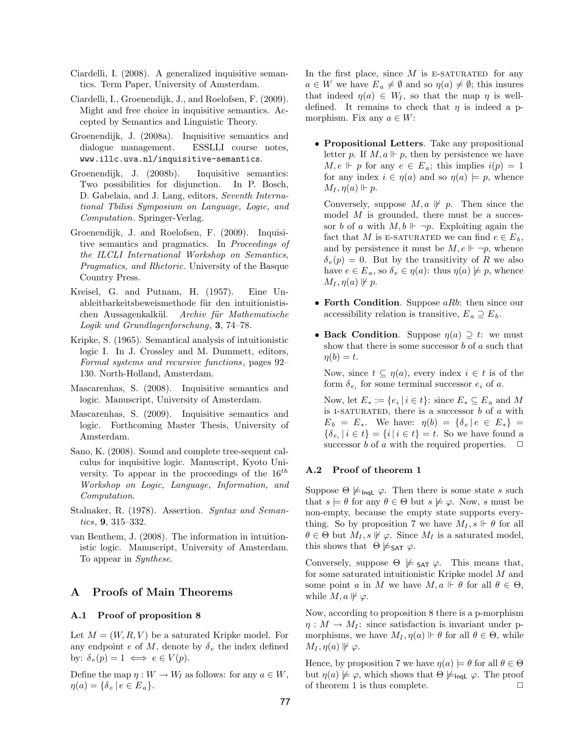Ciardelli, I. (2008). A generalized inquisitive semantics. Term Paper, University of Amsterdam.

Ciardelli, I., Groenendijk, J., and Roelofsen, F. (2009). Might and free choice in inquisitive semantics. Accepted by Semantics and Linguistic Theory.

Groenendijk, J. (2008a). Inquisitive semantics and dialogue management. ESSLLI course notes, www.illc.uva.nl/inquisitive-semantics.

Groenendijk, J. (2008b). Inquisitive semantics: Two possibilities for disjunction. In P. Bosch, D. Gabelaia, and J. Lang, editors, *Seventh International Tbilisi Symposium on Language, Logic, and Computation*. Springer-Verlag.

Groenendijk, J. and Roelofsen, F. (2009). Inquisitive semantics and pragmatics. In *Proceedings of the ILCLI International Workshop on Semantics, Pragmatics, and Rhetoric*. University of the Basque Country Press.

Kreisel, G. and Putnam, H. (1957). Eine Unableitbarkeitsbeweismethode für den intuitionistischen Aussagenkalkül. *Archiv für Mathematische Logik und Grundlagenforschung*, **3**, 74–78.

Kripke, S. (1965). Semantical analysis of intuitionistic logic I. In J. Crossley and M. Dummett, editors, *Formal systems and recursive functions*, pages 92–130. North-Holland, Amsterdam.

Mascarenhas, S. (2008). Inquisitive semantics and logic. Manuscript, University of Amsterdam.

Mascarenhas, S. (2009). Inquisitive semantics and logic. Forthcoming Master Thesis, University of Amsterdam.

Sano, K. (2008). Sound and complete tree-sequent calculus for inquisitive logic. Manuscript, Kyoto University. To appear in the proceedings of the $16^{th}$ *Workshop on Logic, Language, Information, and Computation*.

Stalnaker, R. (1978). Assertion. *Syntax and Semantics*, **9**, 315–332.

van Benthem, J. (2008). The information in intuitionistic logic. Manuscript, University of Amsterdam. To appear in *Synthese*.

# A Proofs of Main Theorems

## A.1 Proof of proposition 8

Let $M = (W, R, V)$ be a saturated Kripke model. For any endpoint $e$ of $M$, denote by $\delta_e$ the index defined by: $\delta_e(p) = 1 \iff e \in V(p)$.

Define the map $\eta : W \to W_I$ as follows: for any $a \in W$, $\eta(a) = \{\delta_e \mid e \in E_a\}$.

In the first place, since $M$ is E-SATURATED for any $a \in W$ we have $E_a \neq \emptyset$ and so $\eta(a) \neq \emptyset$; this insures that indeed $\eta(a) \in W_I$, so that the map $\eta$ is well-defined. It remains to check that $\eta$ is indeed a p-morphism. Fix any $a \in W$:

- **Propositional Letters**. Take any propositional letter $p$. If $M, a \Vdash p$, then by persistence we have $M, e \Vdash p$ for any $e \in E_a$; this implies $i(p) = 1$ for any index $i \in \eta(a)$ and so $\eta(a) \models p$, whence $M_I, \eta(a) \Vdash p$.

  Conversely, suppose $M, a \nVdash p$. Then since the model $M$ is grounded, there must be a successor $b$ of $a$ with $M, b \Vdash \neg p$. Exploiting again the fact that $M$ is E-SATURATED we can find $e \in E_b$, and by persistence it must be $M, e \Vdash \neg p$, whence $\delta_e(p) = 0$. But by the transitivity of $R$ we also have $e \in E_a$, so $\delta_e \in \eta(a)$: thus $\eta(a) \not\models p$, whence $M_I, \eta(a) \nVdash p$.

- **Forth Condition**. Suppose $aRb$: then since our accessibility relation is transitive, $E_a \supseteq E_b$.

- **Back Condition**. Suppose $\eta(a) \supseteq t$: we must show that there is some successor $b$ of $a$ such that $\eta(b) = t$.

  Now, since $t \subseteq \eta(a)$, every index $i \in t$ is of the form $\delta_{e_i}$ for some terminal successor $e_i$ of $a$.

  Now, let $E_* := \{e_i \mid i \in t\}$: since $E_* \subseteq E_a$ and $M$ is I-SATURATED, there is a successor $b$ of $a$ with $E_b = E_*$. We have: $\eta(b) = \{\delta_e \mid e \in E_*\} = \{\delta_{e_i} \mid i \in t\} = \{i \mid i \in t\} = t$. So we have found a successor $b$ of $a$ with the required properties. $\Box$

## A.2 Proof of theorem 1

Suppose $\Theta \not\models_{\mathsf{InqL}} \varphi$. Then there is some state $s$ such that $s \models \theta$ for any $\theta \in \Theta$ but $s \not\models \varphi$. Now, $s$ must be non-empty, because the empty state supports everything. So by proposition 7 we have $M_I, s \Vdash \theta$ for all $\theta \in \Theta$ but $M_I, s \nVdash \varphi$. Since $M_I$ is a saturated model, this shows that $\Theta \not\models_{\mathsf{SAT}} \varphi$.

Conversely, suppose $\Theta \not\models_{\mathsf{SAT}} \varphi$. This means that, for some saturated intuitionistic Kripke model $M$ and some point $a$ in $M$ we have $M, a \Vdash \theta$ for all $\theta \in \Theta$, while $M, a \nVdash \varphi$.

Now, according to proposition 8 there is a p-morphism $\eta : M \to M_I$: since satisfaction is invariant under p-morphisms, we have $M_I, \eta(a) \Vdash \theta$ for all $\theta \in \Theta$, while $M_I, \eta(a) \nVdash \varphi$.

Hence, by proposition 7 we have $\eta(a) \models \theta$ for all $\theta \in \Theta$ but $\eta(a) \not\models \varphi$, which shows that $\Theta \not\models_{\mathsf{InqL}} \varphi$. The proof of theorem 1 is thus complete. $\Box$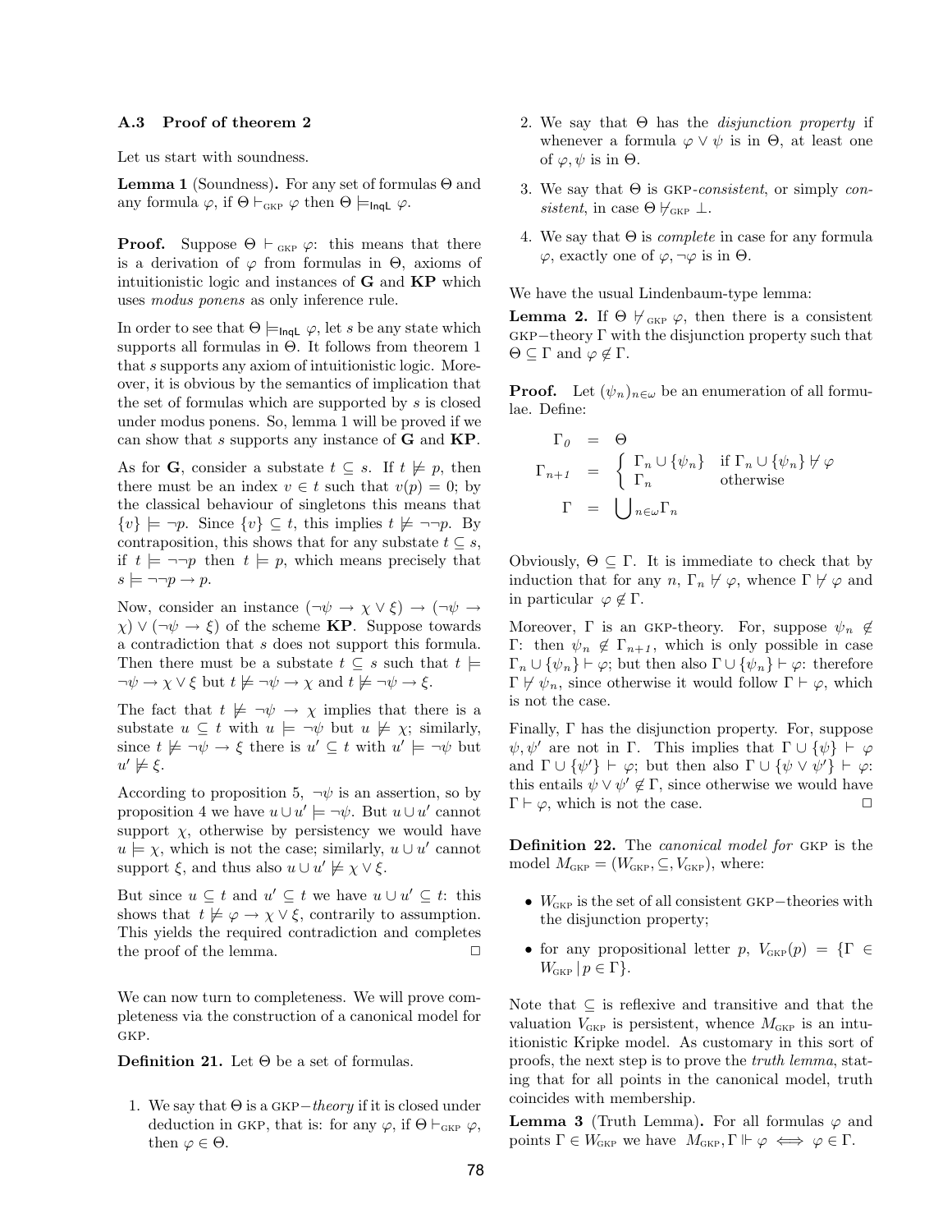### A.3 Proof of theorem 2

Let us start with soundness.

**Lemma 1** (Soundness)**.** For any set of formulas $\Theta$ and any formula $\varphi$, if $\Theta \vdash_{\text{GKP}} \varphi$ then $\Theta \models_{\mathsf{InqL}} \varphi$.

**Proof.** Suppose $\Theta \vdash_{\text{GKP}} \varphi$: this means that there is a derivation of $\varphi$ from formulas in $\Theta$, axioms of intuitionistic logic and instances of **G** and **KP** which uses *modus ponens* as only inference rule.

In order to see that $\Theta \models_{\mathsf{InqL}} \varphi$, let $s$ be any state which supports all formulas in $\Theta$. It follows from theorem 1 that $s$ supports any axiom of intuitionistic logic. Moreover, it is obvious by the semantics of implication that the set of formulas which are supported by $s$ is closed under modus ponens. So, lemma 1 will be proved if we can show that $s$ supports any instance of **G** and **KP**.

As for **G**, consider a substate $t \subseteq s$. If $t \not\models p$, then there must be an index $v \in t$ such that $v(p) = 0$; by the classical behaviour of singletons this means that $\{v\} \models \neg p$. Since $\{v\} \subseteq t$, this implies $t \not\models \neg\neg p$. By contraposition, this shows that for any substate $t \subseteq s$, if $t \models \neg\neg p$ then $t \models p$, which means precisely that $s \models \neg\neg p \to p$.

Now, consider an instance $(\neg\psi \to \chi \vee \xi) \to (\neg\psi \to \chi) \vee (\neg\psi \to \xi)$ of the scheme **KP**. Suppose towards a contradiction that $s$ does not support this formula. Then there must be a substate $t \subseteq s$ such that $t \models \neg\psi \to \chi \vee \xi$ but $t \not\models \neg\psi \to \chi$ and $t \not\models \neg\psi \to \xi$.

The fact that $t \not\models \neg\psi \to \chi$ implies that there is a substate $u \subseteq t$ with $u \models \neg\psi$ but $u \not\models \chi$; similarly, since $t \not\models \neg\psi \to \xi$ there is $u' \subseteq t$ with $u' \models \neg\psi$ but $u' \not\models \xi$.

According to proposition 5, $\neg\psi$ is an assertion, so by proposition 4 we have $u \cup u' \models \neg\psi$. But $u \cup u'$ cannot support $\chi$, otherwise by persistency we would have $u \models \chi$, which is not the case; similarly, $u \cup u'$ cannot support $\xi$, and thus also $u \cup u' \not\models \chi \vee \xi$.

But since $u \subseteq t$ and $u' \subseteq t$ we have $u \cup u' \subseteq t$: this shows that $t \not\models \varphi \to \chi \vee \xi$, contrarily to assumption. This yields the required contradiction and completes the proof of the lemma. ☐

We can now turn to completeness. We will prove completeness via the construction of a canonical model for GKP.

**Definition 21.** Let $\Theta$ be a set of formulas.

1. We say that $\Theta$ is a GKP$-$*theory* if it is closed under deduction in GKP, that is: for any $\varphi$, if $\Theta \vdash_{\text{GKP}} \varphi$, then $\varphi \in \Theta$.
2. We say that $\Theta$ has the *disjunction property* if whenever a formula $\varphi \vee \psi$ is in $\Theta$, at least one of $\varphi, \psi$ is in $\Theta$.
3. We say that $\Theta$ is GKP-*consistent*, or simply *consistent*, in case $\Theta \not\vdash_{\text{GKP}} \bot$.
4. We say that $\Theta$ is *complete* in case for any formula $\varphi$, exactly one of $\varphi, \neg\varphi$ is in $\Theta$.

We have the usual Lindenbaum-type lemma:

**Lemma 2.** If $\Theta \not\vdash_{\text{GKP}} \varphi$, then there is a consistent GKP$-$theory $\Gamma$ with the disjunction property such that $\Theta \subseteq \Gamma$ and $\varphi \notin \Gamma$.

**Proof.** Let $(\psi_n)_{n\in\omega}$ be an enumeration of all formulae. Define:

$$
\begin{aligned}
\Gamma_0 &= \Theta \\
\Gamma_{n+1} &= \begin{cases} \Gamma_n \cup \{\psi_n\} & \text{if } \Gamma_n \cup \{\psi_n\} \not\vdash \varphi \\ \Gamma_n & \text{otherwise} \end{cases} \\
\Gamma &= \bigcup_{n\in\omega} \Gamma_n
\end{aligned}
$$

Obviously, $\Theta \subseteq \Gamma$. It is immediate to check that by induction that for any $n$, $\Gamma_n \not\vdash \varphi$, whence $\Gamma \not\vdash \varphi$ and in particular $\varphi \notin \Gamma$.

Moreover, $\Gamma$ is an GKP-theory. For, suppose $\psi_n \notin \Gamma$: then $\psi_n \notin \Gamma_{n+1}$, which is only possible in case $\Gamma_n \cup \{\psi_n\} \vdash \varphi$; but then also $\Gamma \cup \{\psi_n\} \vdash \varphi$: therefore $\Gamma \not\vdash \psi_n$, since otherwise it would follow $\Gamma \vdash \varphi$, which is not the case.

Finally, $\Gamma$ has the disjunction property. For, suppose $\psi, \psi'$ are not in $\Gamma$. This implies that $\Gamma \cup \{\psi\} \vdash \varphi$ and $\Gamma \cup \{\psi'\} \vdash \varphi$; but then also $\Gamma \cup \{\psi \vee \psi'\} \vdash \varphi$: this entails $\psi \vee \psi' \notin \Gamma$, since otherwise we would have $\Gamma \vdash \varphi$, which is not the case. ☐

**Definition 22.** The *canonical model for* GKP is the model $M_{\text{GKP}} = (W_{\text{GKP}}, \subseteq, V_{\text{GKP}})$, where:

- $W_{\text{GKP}}$ is the set of all consistent GKP$-$theories with the disjunction property;
- for any propositional letter $p$, $V_{\text{GKP}}(p) = \{\Gamma \in W_{\text{GKP}} \,|\, p \in \Gamma\}$.

Note that $\subseteq$ is reflexive and transitive and that the valuation $V_{\text{GKP}}$ is persistent, whence $M_{\text{GKP}}$ is an intuitionistic Kripke model. As customary in this sort of proofs, the next step is to prove the *truth lemma*, stating that for all points in the canonical model, truth coincides with membership.

**Lemma 3** (Truth Lemma)**.** For all formulas $\varphi$ and points $\Gamma \in W_{\text{GKP}}$ we have $M_{\text{GKP}}, \Gamma \Vdash \varphi \iff \varphi \in \Gamma$.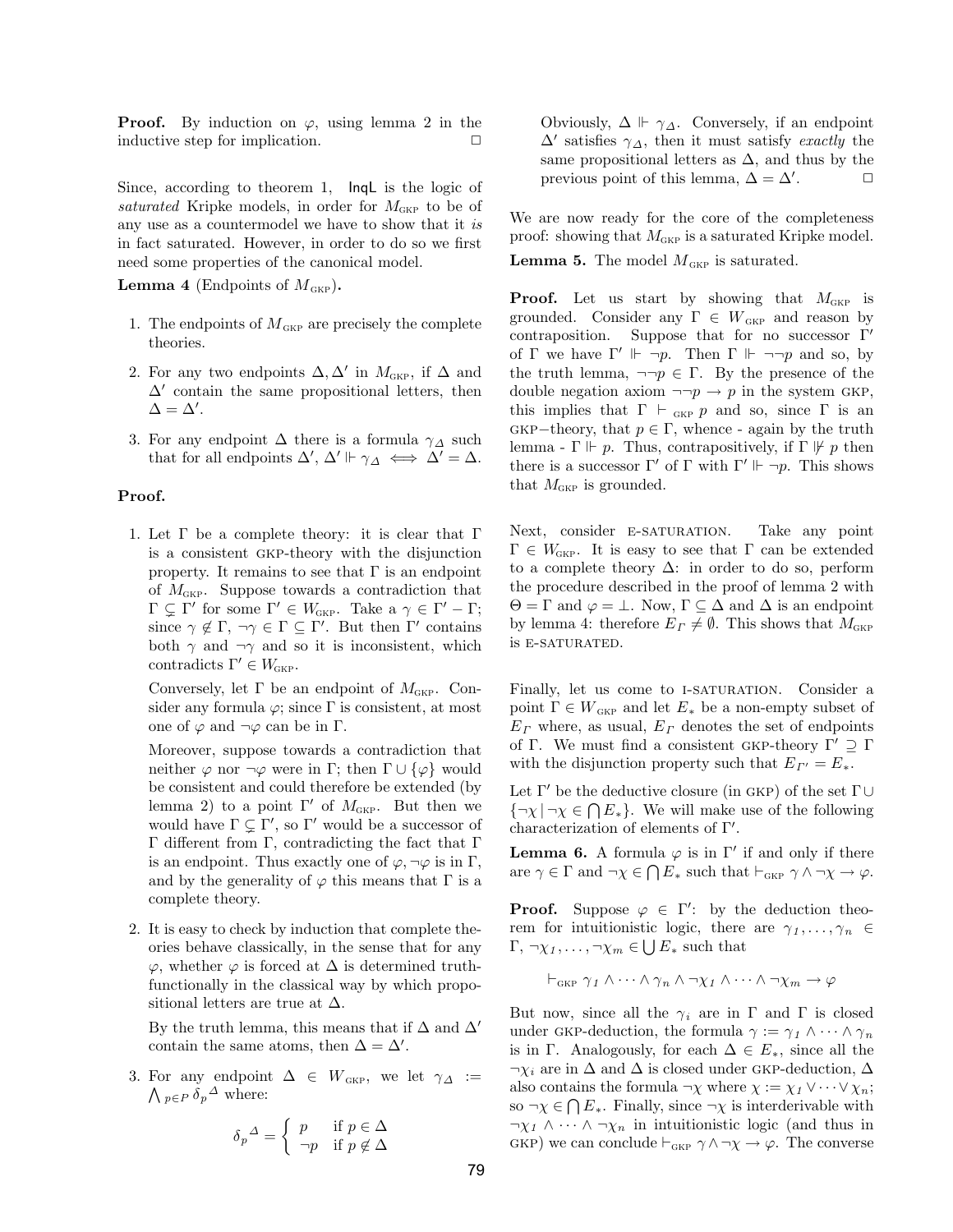**Proof.** By induction on $\varphi$, using lemma 2 in the inductive step for implication. ☐

Since, according to theorem 1, $\mathsf{InqL}$ is the logic of *saturated* Kripke models, in order for $M_{\text{GKP}}$ to be of any use as a countermodel we have to show that it *is* in fact saturated. However, in order to do so we first need some properties of the canonical model.

**Lemma 4** (Endpoints of $M_{\text{GKP}}$)**.**

1. The endpoints of $M_{\text{GKP}}$ are precisely the complete theories.
2. For any two endpoints $\Delta, \Delta'$ in $M_{\text{GKP}}$, if $\Delta$ and $\Delta'$ contain the same propositional letters, then $\Delta = \Delta'$.
3. For any endpoint $\Delta$ there is a formula $\gamma_\Delta$ such that for all endpoints $\Delta'$, $\Delta' \Vdash \gamma_\Delta \iff \Delta' = \Delta$.

**Proof.**

1. Let $\Gamma$ be a complete theory: it is clear that $\Gamma$ is a consistent GKP-theory with the disjunction property. It remains to see that $\Gamma$ is an endpoint of $M_{\text{GKP}}$. Suppose towards a contradiction that $\Gamma \subsetneq \Gamma'$ for some $\Gamma' \in W_{\text{GKP}}$. Take a $\gamma \in \Gamma' - \Gamma$; since $\gamma \notin \Gamma$, $\neg\gamma \in \Gamma \subseteq \Gamma'$. But then $\Gamma'$ contains both $\gamma$ and $\neg\gamma$ and so it is inconsistent, which contradicts $\Gamma' \in W_{\text{GKP}}$.

   Conversely, let $\Gamma$ be an endpoint of $M_{\text{GKP}}$. Consider any formula $\varphi$; since $\Gamma$ is consistent, at most one of $\varphi$ and $\neg\varphi$ can be in $\Gamma$.

   Moreover, suppose towards a contradiction that neither $\varphi$ nor $\neg\varphi$ were in $\Gamma$; then $\Gamma \cup \{\varphi\}$ would be consistent and could therefore be extended (by lemma 2) to a point $\Gamma'$ of $M_{\text{GKP}}$. But then we would have $\Gamma \subsetneq \Gamma'$, so $\Gamma'$ would be a successor of $\Gamma$ different from $\Gamma$, contradicting the fact that $\Gamma$ is an endpoint. Thus exactly one of $\varphi, \neg\varphi$ is in $\Gamma$, and by the generality of $\varphi$ this means that $\Gamma$ is a complete theory.

2. It is easy to check by induction that complete theories behave classically, in the sense that for any $\varphi$, whether $\varphi$ is forced at $\Delta$ is determined truth-functionally in the classical way by which propositional letters are true at $\Delta$.

   By the truth lemma, this means that if $\Delta$ and $\Delta'$ contain the same atoms, then $\Delta = \Delta'$.

3. For any endpoint $\Delta \in W_{\text{GKP}}$, we let $\gamma_\Delta := \bigwedge_{p \in P} {\delta_p}^{\Delta}$ where:

$$
{\delta_p}^{\Delta} = \begin{cases} p & \text{if } p \in \Delta \\ \neg p & \text{if } p \notin \Delta \end{cases}
$$

   Obviously, $\Delta \Vdash \gamma_\Delta$. Conversely, if an endpoint $\Delta'$ satisfies $\gamma_\Delta$, then it must satisfy *exactly* the same propositional letters as $\Delta$, and thus by the previous point of this lemma, $\Delta = \Delta'$. ☐

We are now ready for the core of the completeness proof: showing that $M_{\text{GKP}}$ is a saturated Kripke model.

**Lemma 5.** The model $M_{\text{GKP}}$ is saturated.

**Proof.** Let us start by showing that $M_{\text{GKP}}$ is grounded. Consider any $\Gamma \in W_{\text{GKP}}$ and reason by contraposition. Suppose that for no successor $\Gamma'$ of $\Gamma$ we have $\Gamma' \Vdash \neg p$. Then $\Gamma \Vdash \neg\neg p$ and so, by the truth lemma, $\neg\neg p \in \Gamma$. By the presence of the double negation axiom $\neg\neg p \to p$ in the system GKP, this implies that $\Gamma \vdash_{\text{GKP}} p$ and so, since $\Gamma$ is an GKP−theory, that $p \in \Gamma$, whence - again by the truth lemma - $\Gamma \Vdash p$. Thus, contrapositively, if $\Gamma \nVdash p$ then there is a successor $\Gamma'$ of $\Gamma$ with $\Gamma' \Vdash \neg p$. This shows that $M_{\text{GKP}}$ is grounded.

Next, consider E-SATURATION. Take any point $\Gamma \in W_{\text{GKP}}$. It is easy to see that $\Gamma$ can be extended to a complete theory $\Delta$: in order to do so, perform the procedure described in the proof of lemma 2 with $\Theta = \Gamma$ and $\varphi = \bot$. Now, $\Gamma \subseteq \Delta$ and $\Delta$ is an endpoint by lemma 4: therefore $E_\Gamma \neq \emptyset$. This shows that $M_{\text{GKP}}$ is E-SATURATED.

Finally, let us come to I-SATURATION. Consider a point $\Gamma \in W_{\text{GKP}}$ and let $E_*$ be a non-empty subset of $E_\Gamma$ where, as usual, $E_\Gamma$ denotes the set of endpoints of $\Gamma$. We must find a consistent GKP-theory $\Gamma' \supseteq \Gamma$ with the disjunction property such that $E_{\Gamma'} = E_*$.

Let $\Gamma'$ be the deductive closure (in GKP) of the set $\Gamma \cup \{\neg\chi \mid \neg\chi \in \bigcap E_*\}$. We will make use of the following characterization of elements of $\Gamma'$.

**Lemma 6.** A formula $\varphi$ is in $\Gamma'$ if and only if there are $\gamma \in \Gamma$ and $\neg\chi \in \bigcap E_*$ such that $\vdash_{\text{GKP}} \gamma \wedge \neg\chi \to \varphi$.

**Proof.** Suppose $\varphi \in \Gamma'$: by the deduction theorem for intuitionistic logic, there are $\gamma_1, \ldots, \gamma_n \in \Gamma$, $\neg\chi_1, \ldots, \neg\chi_m \in \bigcup E_*$ such that

$$
\vdash_{\text{GKP}} \gamma_1 \wedge \cdots \wedge \gamma_n \wedge \neg\chi_1 \wedge \cdots \wedge \neg\chi_m \to \varphi
$$

But now, since all the $\gamma_i$ are in $\Gamma$ and $\Gamma$ is closed under GKP-deduction, the formula $\gamma := \gamma_1 \wedge \cdots \wedge \gamma_n$ is in $\Gamma$. Analogously, for each $\Delta \in E_*$, since all the $\neg\chi_i$ are in $\Delta$ and $\Delta$ is closed under GKP-deduction, $\Delta$ also contains the formula $\neg\chi$ where $\chi := \chi_1 \vee \cdots \vee \chi_n$; so $\neg\chi \in \bigcap E_*$. Finally, since $\neg\chi$ is interderivable with $\neg\chi_1 \wedge \cdots \wedge \neg\chi_n$ in intuitionistic logic (and thus in GKP) we can conclude $\vdash_{\text{GKP}} \gamma \wedge \neg\chi \to \varphi$. The converse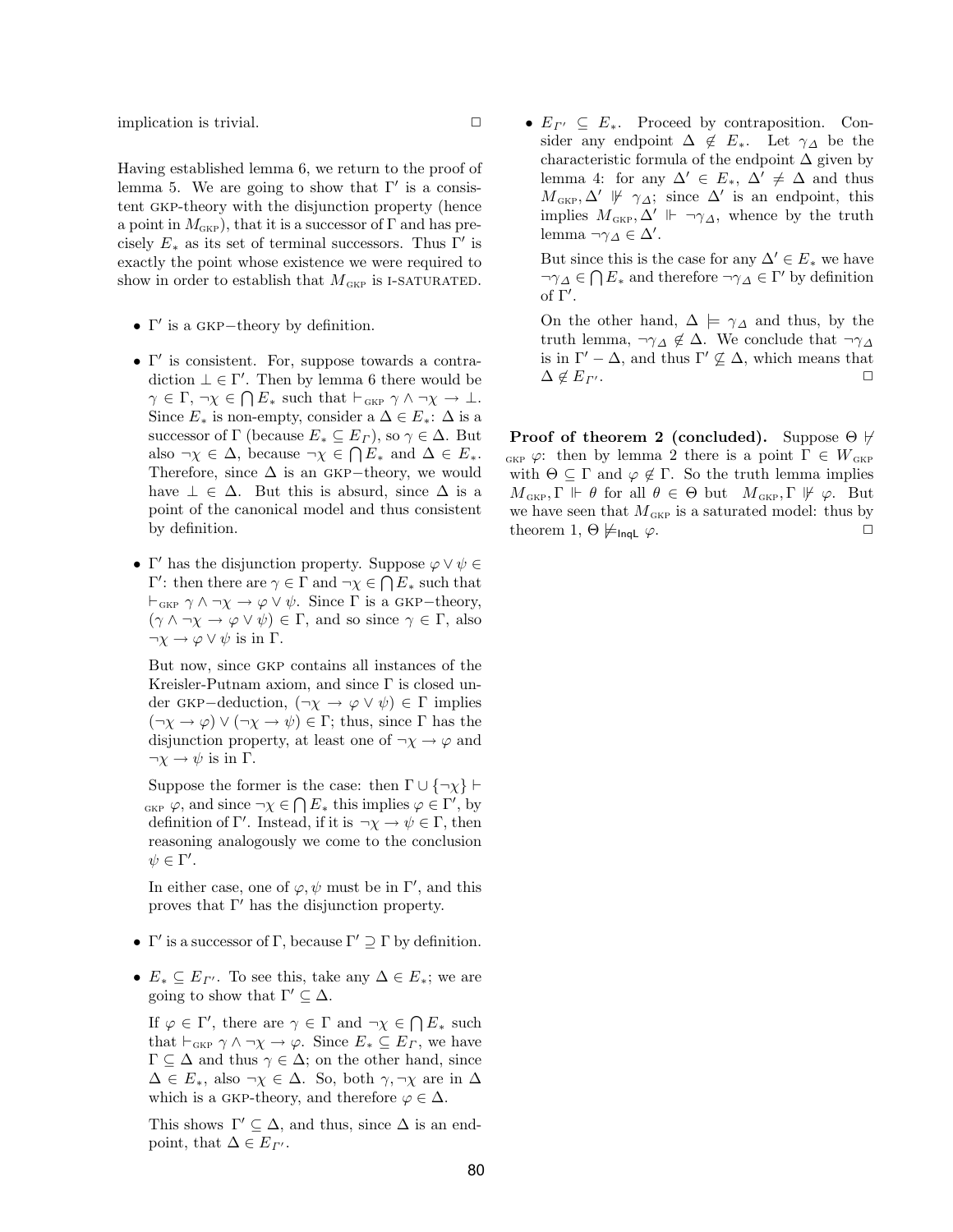implication is trivial. $\square$

Having established lemma 6, we return to the proof of lemma 5. We are going to show that $\Gamma'$ is a consistent GKP-theory with the disjunction property (hence a point in $M_{\text{GKP}}$), that it is a successor of $\Gamma$ and has precisely $E_*$ as its set of terminal successors. Thus $\Gamma'$ is exactly the point whose existence we were required to show in order to establish that $M_{\text{GKP}}$ is I-SATURATED.

- $\Gamma'$ is a GKP$-$theory by definition.
- $\Gamma'$ is consistent. For, suppose towards a contradiction $\bot \in \Gamma'$. Then by lemma 6 there would be $\gamma \in \Gamma$, $\neg\chi \in \bigcap E_*$ such that $\vdash_{\text{GKP}} \gamma \wedge \neg\chi \to \bot$. Since $E_*$ is non-empty, consider a $\Delta \in E_*$: $\Delta$ is a successor of $\Gamma$ (because $E_* \subseteq E_\Gamma$), so $\gamma \in \Delta$. But also $\neg\chi \in \Delta$, because $\neg\chi \in \bigcap E_*$ and $\Delta \in E_*$. Therefore, since $\Delta$ is an GKP$-$theory, we would have $\bot \in \Delta$. But this is absurd, since $\Delta$ is a point of the canonical model and thus consistent by definition.
- $\Gamma'$ has the disjunction property. Suppose $\varphi \vee \psi \in \Gamma'$: then there are $\gamma \in \Gamma$ and $\neg\chi \in \bigcap E_*$ such that $\vdash_{\text{GKP}} \gamma \wedge \neg\chi \to \varphi \vee \psi$. Since $\Gamma$ is a GKP$-$theory, $(\gamma \wedge \neg\chi \to \varphi \vee \psi) \in \Gamma$, and so since $\gamma \in \Gamma$, also $\neg\chi \to \varphi \vee \psi$ is in $\Gamma$.

  But now, since GKP contains all instances of the Kreisler-Putnam axiom, and since $\Gamma$ is closed under GKP$-$deduction, $(\neg\chi \to \varphi \vee \psi) \in \Gamma$ implies $(\neg\chi \to \varphi) \vee (\neg\chi \to \psi) \in \Gamma$; thus, since $\Gamma$ has the disjunction property, at least one of $\neg\chi \to \varphi$ and $\neg\chi \to \psi$ is in $\Gamma$.

  Suppose the former is the case: then $\Gamma \cup \{\neg\chi\} \vdash_{\text{GKP}} \varphi$, and since $\neg\chi \in \bigcap E_*$ this implies $\varphi \in \Gamma'$, by definition of $\Gamma'$. Instead, if it is $\neg\chi \to \psi \in \Gamma$, then reasoning analogously we come to the conclusion $\psi \in \Gamma'$.

  In either case, one of $\varphi, \psi$ must be in $\Gamma'$, and this proves that $\Gamma'$ has the disjunction property.
- $\Gamma'$ is a successor of $\Gamma$, because $\Gamma' \supseteq \Gamma$ by definition.
- $E_* \subseteq E_{\Gamma'}$. To see this, take any $\Delta \in E_*$; we are going to show that $\Gamma' \subseteq \Delta$.

  If $\varphi \in \Gamma'$, there are $\gamma \in \Gamma$ and $\neg\chi \in \bigcap E_*$ such that $\vdash_{\text{GKP}} \gamma \wedge \neg\chi \to \varphi$. Since $E_* \subseteq E_\Gamma$, we have $\Gamma \subseteq \Delta$ and thus $\gamma \in \Delta$; on the other hand, since $\Delta \in E_*$, also $\neg\chi \in \Delta$. So, both $\gamma, \neg\chi$ are in $\Delta$ which is a GKP-theory, and therefore $\varphi \in \Delta$.

  This shows $\Gamma' \subseteq \Delta$, and thus, since $\Delta$ is an endpoint, that $\Delta \in E_{\Gamma'}$.
- $E_{\Gamma'} \subseteq E_*$. Proceed by contraposition. Consider any endpoint $\Delta \notin E_*$. Let $\gamma_\Delta$ be the characteristic formula of the endpoint $\Delta$ given by lemma 4: for any $\Delta' \in E_*$, $\Delta' \neq \Delta$ and thus $M_{\text{GKP}}, \Delta' \nVdash \gamma_\Delta$; since $\Delta'$ is an endpoint, this implies $M_{\text{GKP}}, \Delta' \Vdash \neg\gamma_\Delta$, whence by the truth lemma $\neg\gamma_\Delta \in \Delta'$.

  But since this is the case for any $\Delta' \in E_*$ we have $\neg\gamma_\Delta \in \bigcap E_*$ and therefore $\neg\gamma_\Delta \in \Gamma'$ by definition of $\Gamma'$.

  On the other hand, $\Delta \models \gamma_\Delta$ and thus, by the truth lemma, $\neg\gamma_\Delta \notin \Delta$. We conclude that $\neg\gamma_\Delta$ is in $\Gamma' - \Delta$, and thus $\Gamma' \not\subseteq \Delta$, which means that $\Delta \notin E_{\Gamma'}$. $\square$

**Proof of theorem 2 (concluded).** Suppose $\Theta \nvdash_{\text{GKP}} \varphi$: then by lemma 2 there is a point $\Gamma \in W_{\text{GKP}}$ with $\Theta \subseteq \Gamma$ and $\varphi \notin \Gamma$. So the truth lemma implies $M_{\text{GKP}}, \Gamma \Vdash \theta$ for all $\theta \in \Theta$ but $M_{\text{GKP}}, \Gamma \nVdash \varphi$. But we have seen that $M_{\text{GKP}}$ is a saturated model: thus by theorem 1, $\Theta \not\models_{\mathsf{InqL}} \varphi$. $\square$